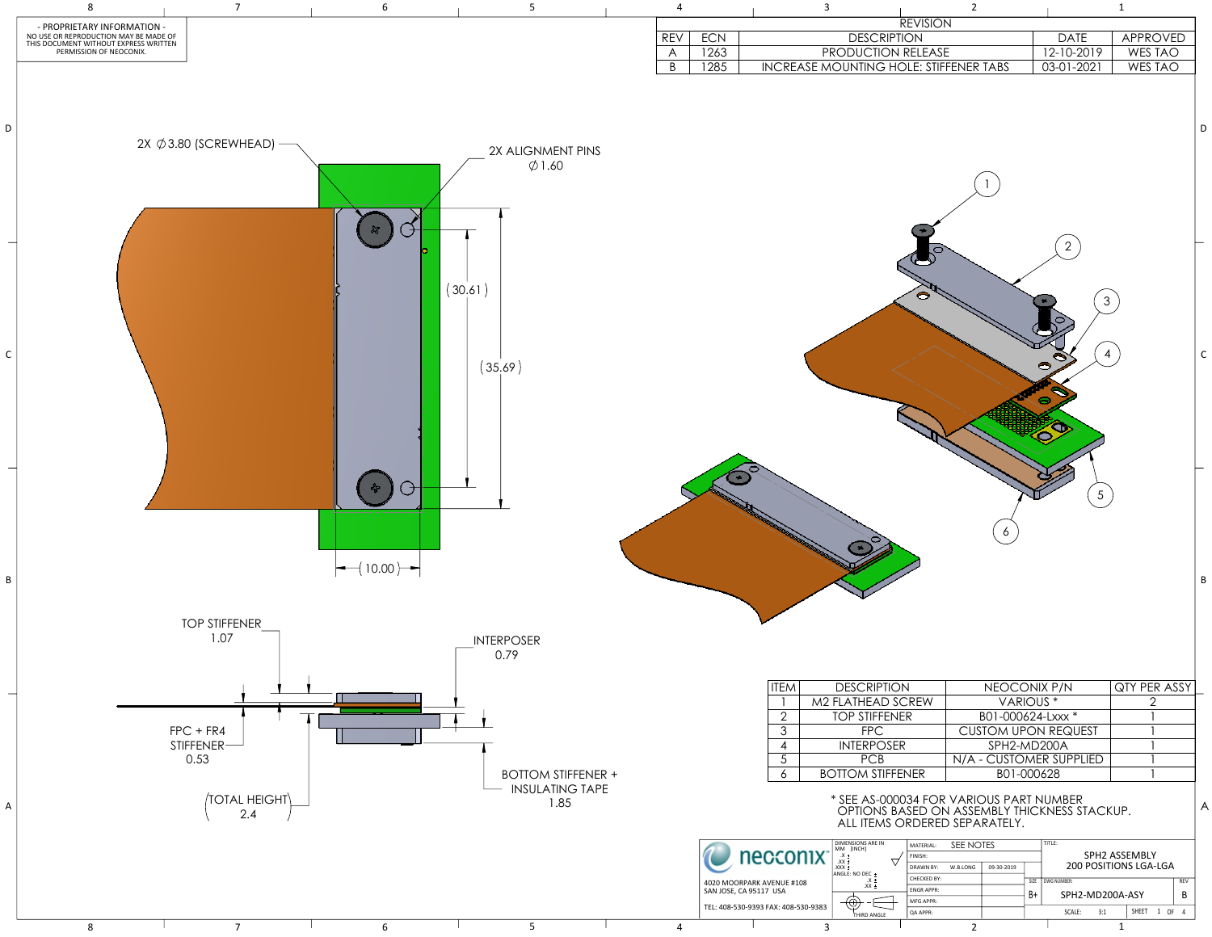- PROPRIETARY INFORMATION -
NO USE OR REPRODUCTION MAY BE MADE OF THIS DOCUMENT WITHOUT EXPRESS WRITTEN PERMISSION OF NEOCONIX.

| REVISION | | | | |
|---|---|---|---|---|
| REV | ECN | DESCRIPTION | DATE | APPROVED |
| A | 1263 | PRODUCTION RELEASE | 12-10-2019 | WES TAO |
| B | 1285 | INCREASE MOUNTING HOLE: STIFFENER TABS | 03-01-2021 | WES TAO |

2X ∅3.80 (SCREWHEAD)

2X ALIGNMENT PINS ∅1.60

(30.61)

(35.69)

(10.00)

TOP STIFFENER 1.07

INTERPOSER 0.79

FPC + FR4 STIFFENER 0.53

BOTTOM STIFFENER + INSULATING TAPE 1.85

(TOTAL HEIGHT 2.4)

| ITEM | DESCRIPTION | NEOCONIX P/N | QTY PER ASSY |
|---|---|---|---|
| 1 | M2 FLATHEAD SCREW | VARIOUS * | 2 |
| 2 | TOP STIFFENER | B01-000624-Lxxx * | 1 |
| 3 | FPC | CUSTOM UPON REQUEST | 1 |
| 4 | INTERPOSER | SPH2-MD200A | 1 |
| 5 | PCB | N/A - CUSTOMER SUPPLIED | 1 |
| 6 | BOTTOM STIFFENER | B01-000628 | 1 |

\* SEE AS-000034 FOR VARIOUS PART NUMBER OPTIONS BASED ON ASSEMBLY THICKNESS STACKUP. ALL ITEMS ORDERED SEPARATELY.

neoconix
4020 MOORPARK AVENUE #108
SAN JOSE, CA 95117 USA
TEL: 408-530-9393 FAX: 408-530-9383

DIMENSIONS ARE IN MM [INCH]
THIRD ANGLE

MATERIAL: SEE NOTES
FINISH:
DRAWN BY: W.B.LONG 09-30-2019
CHECKED BY:
ENGR APPR:
MFG APPR:
QA APPR:

TITLE: SPH2 ASSEMBLY 200 POSITIONS LGA-LGA
SIZE: B+
DWG NUMBER: SPH2-MD200A-ASY
REV: B
SCALE: 3:1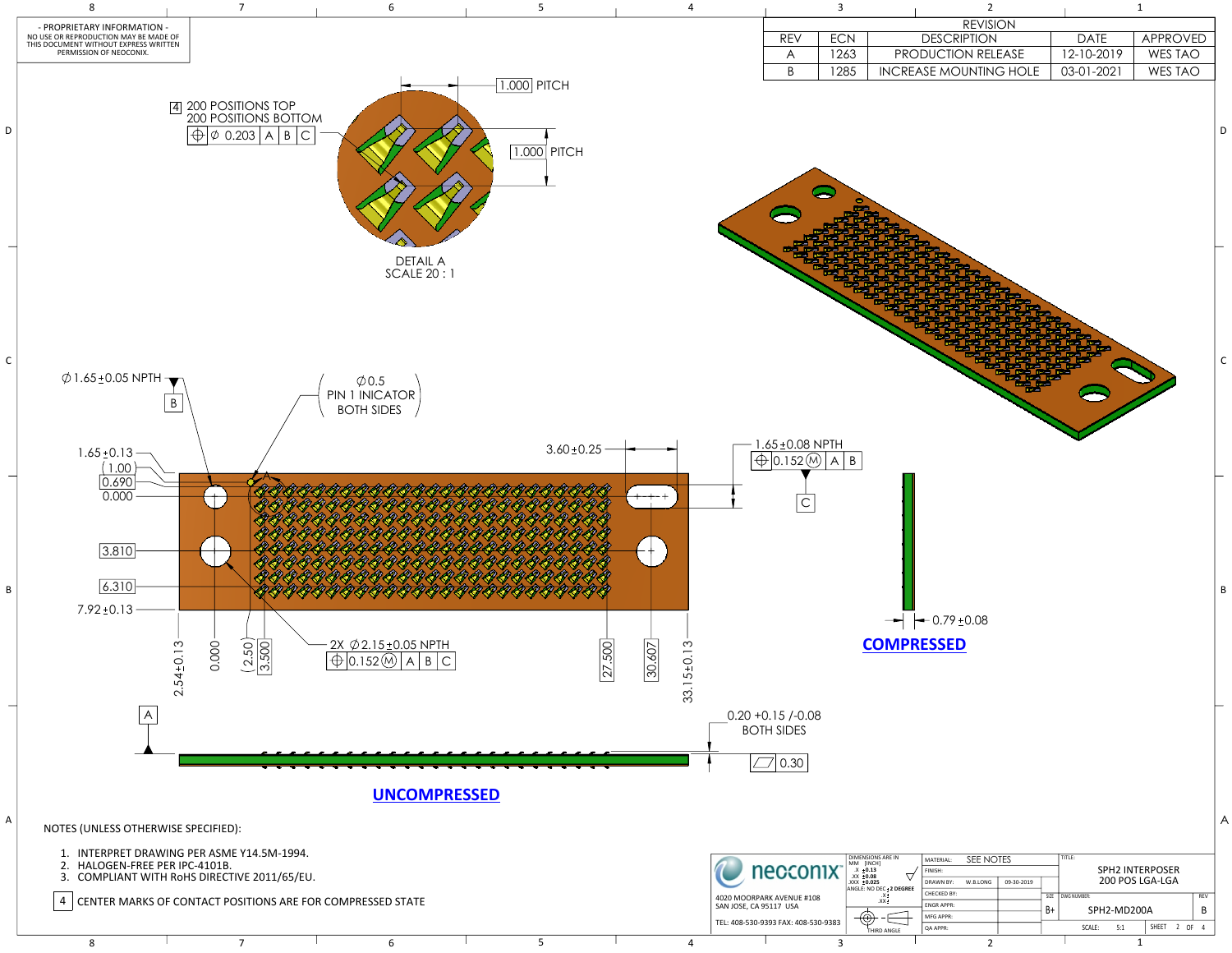- PROPRIETARY INFORMATION -
NO USE OR REPRODUCTION MAY BE MADE OF THIS DOCUMENT WITHOUT EXPRESS WRITTEN PERMISSION OF NEOCONIX.

| REVISION | | | | |
|---|---|---|---|---|
| REV | ECN | DESCRIPTION | DATE | APPROVED |
| A | 1263 | PRODUCTION RELEASE | 12-10-2019 | WES TAO |
| B | 1285 | INCREASE MOUNTING HOLE | 03-01-2021 | WES TAO |

4 200 POSITIONS TOP
200 POSITIONS BOTTOM
⌖ ∅ 0.203 | A | B | C

1.000 PITCH

1.000 PITCH

DETAIL A
SCALE 20 : 1

∅1.65±0.05 NPTH
B

∅0.5
PIN 1 INICATOR
BOTH SIDES

1.65±0.13
(1.00)
0.690
0.000
3.810
6.310
7.92±0.13

3.60±0.25

1.65±0.08 NPTH
⌖ 0.152 Ⓜ | A | B

C

2X ∅2.15±0.05 NPTH
⌖ 0.152 Ⓜ | A | B | C

2.54±0.13 0.000 (2.50) 3.500 27.500 30.607 33.15±0.13

0.79±0.08

**COMPRESSED**

A

0.20 +0.15 /-0.08
BOTH SIDES

⏥ 0.30

**UNCOMPRESSED**

NOTES (UNLESS OTHERWISE SPECIFIED):

1. INTERPRET DRAWING PER ASME Y14.5M-1994.
2. HALOGEN-FREE PER IPC-4101B.
3. COMPLIANT WITH RoHS DIRECTIVE 2011/65/EU.

4 CENTER MARKS OF CONTACT POSITIONS ARE FOR COMPRESSED STATE

neoconix
4020 MOORPARK AVENUE #108
SAN JOSE, CA 95117 USA
TEL: 408-530-9393 FAX: 408-530-9383

DIMENSIONS ARE IN MM [INCH]
.X ±0.13
.XX ±0.08
.XXX ±0.025
ANGLE: NO DEC ±2 DEGREE
THIRD ANGLE

| MATERIAL: | SEE NOTES | |
|---|---|---|
| FINISH: | | |
| DRAWN BY: | W.B.LONG | 09-30-2019 |
| CHECKED BY: | | |
| ENGR APPR: | | |
| MFG APPR: | | |
| QA APPR: | | |

TITLE: SPH2 INTERPOSER 200 POS LGA-LGA

SIZE: B+ | DWG NUMBER: SPH2-MD200A | REV: B

SCALE: 5:1 | SHEET 2 OF 4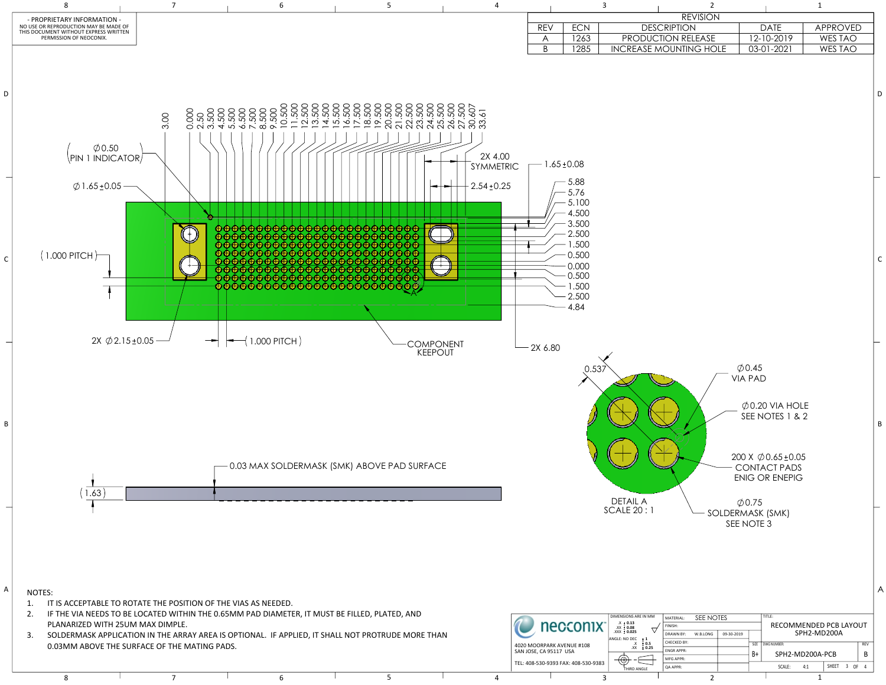- PROPRIETARY INFORMATION -
NO USE OR REPRODUCTION MAY BE MADE OF THIS DOCUMENT WITHOUT EXPRESS WRITTEN PERMISSION OF NEOCONIX.

| REVISION | | | | |
|---|---|---|---|---|
| REV | ECN | DESCRIPTION | DATE | APPROVED |
| A | 1263 | PRODUCTION RELEASE | 12-10-2019 | WES TAO |
| B | 1285 | INCREASE MOUNTING HOLE | 03-01-2021 | WES TAO |

3.00
0.000
2.50
3.500
4.500
5.500
6.500
7.500
8.500
9.500
10.500
11.500
12.500
13.500
14.500
15.500
16.500
17.500
18.500
19.500
20.500
21.500
22.500
23.500
24.500
25.500
26.500
27.500
30.607
33.61

(∅0.50 PIN 1 INDICATOR)

∅1.65±0.05

2X 4.00 SYMMETRIC

2.54±0.25

1.65±0.08

5.88
5.76
5.100
4.500
3.500
2.500
1.500
0.500
0.000
0.500
1.500
2.500
4.84

(1.000 PITCH)

2X ∅2.15±0.05

(1.000 PITCH)

COMPONENT KEEPOUT

2X 6.80

A

0.537

∅0.45 VIA PAD

∅0.20 VIA HOLE SEE NOTES 1 & 2

200 X ∅0.65±0.05 CONTACT PADS ENIG OR ENEPIG

∅0.75 SOLDERMASK (SMK) SEE NOTE 3

DETAIL A
SCALE 20 : 1

0.03 MAX SOLDERMASK (SMK) ABOVE PAD SURFACE

(1.63)

NOTES:

1. IT IS ACCEPTABLE TO ROTATE THE POSITION OF THE VIAS AS NEEDED.
2. IF THE VIA NEEDS TO BE LOCATED WITHIN THE 0.65MM PAD DIAMETER, IT MUST BE FILLED, PLATED, AND PLANARIZED WITH 25UM MAX DIMPLE.
3. SOLDERMASK APPLICATION IN THE ARRAY AREA IS OPTIONAL. IF APPLIED, IT SHALL NOT PROTRUDE MORE THAN 0.03MM ABOVE THE SURFACE OF THE MATING PADS.

neoconix

4020 MOORPARK AVENUE #108
SAN JOSE, CA 95117 USA
TEL: 408-530-9393 FAX: 408-530-9383

DIMENSIONS ARE IN MM
.X ± 0.13
.XX ± 0.08
.XXX ± 0.025
ANGLE: NO DEC ± 1
.X ± 0.5
.XX ± 0.25
THIRD ANGLE

| | | |
|---|---|---|
| MATERIAL: | SEE NOTES | |
| FINISH: | | |
| DRAWN BY: | W.B.LONG | 09-30-2019 |
| CHECKED BY: | | |
| ENGR APPR: | | |
| MFG APPR: | | |
| QA APPR: | | |

TITLE: RECOMMENDED PCB LAYOUT SPH2-MD200A

SIZE: B+ | DWG NUMBER: SPH2-MD200A-PCB | REV: B

SCALE: 4:1 | SHEET 3 OF 4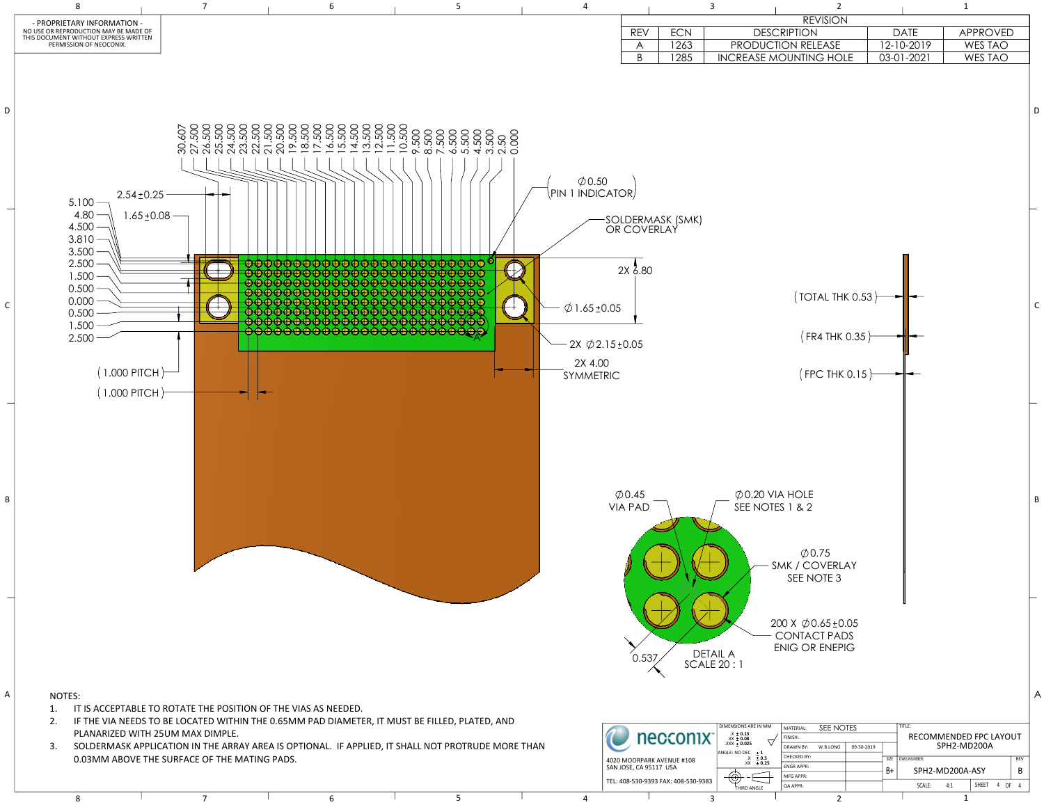- PROPRIETARY INFORMATION -
NO USE OR REPRODUCTION MAY BE MADE OF THIS DOCUMENT WITHOUT EXPRESS WRITTEN PERMISSION OF NEOCONIX.

| REVISION | | | | |
|---|---|---|---|---|
| REV | ECN | DESCRIPTION | DATE | APPROVED |
| A | 1263 | PRODUCTION RELEASE | 12-10-2019 | WES TAO |
| B | 1285 | INCREASE MOUNTING HOLE | 03-01-2021 | WES TAO |

30.607
27.500
26.500
25.500
24.500
23.500
22.500
21.500
20.500
19.500
18.500
17.500
16.500
15.500
14.500
13.500
12.500
11.500
10.500
9.500
8.500
7.500
6.500
5.500
4.500
3.500
2.50
0.000

5.100
4.80
4.500
3.810
3.500
2.500
1.500
0.500
0.000
0.500
1.500
2.500

2.54±0.25
1.65±0.08
(1.000 PITCH)
(1.000 PITCH)

∅0.50 (PIN 1 INDICATOR)
SOLDERMASK (SMK) OR COVERLAY
2X 6.80
∅1.65±0.05
2X ∅2.15±0.05
2X 4.00 SYMMETRIC

(TOTAL THK 0.53)
(FR4 THK 0.35)
(FPC THK 0.15)

∅0.45 VIA PAD
∅0.20 VIA HOLE SEE NOTES 1 & 2
∅0.75 SMK / COVERLAY SEE NOTE 3
200 X ∅0.65±0.05 CONTACT PADS ENIG OR ENEPIG
0.537
DETAIL A
SCALE 20 : 1

NOTES:

1. IT IS ACCEPTABLE TO ROTATE THE POSITION OF THE VIAS AS NEEDED.
2. IF THE VIA NEEDS TO BE LOCATED WITHIN THE 0.65MM PAD DIAMETER, IT MUST BE FILLED, PLATED, AND PLANARIZED WITH 25UM MAX DIMPLE.
3. SOLDERMASK APPLICATION IN THE ARRAY AREA IS OPTIONAL. IF APPLIED, IT SHALL NOT PROTRUDE MORE THAN 0.03MM ABOVE THE SURFACE OF THE MATING PADS.

neoconix
4020 MOORPARK AVENUE #108
SAN JOSE, CA 95117 USA
TEL: 408-530-9393 FAX: 408-530-9383

DIMENSIONS ARE IN MM
.X ± 0.13
.XX ± 0.08
.XXX ± 0.025
ANGLE: NO DEC ± 1
.X ± 0.5
.XX ± 0.25
THIRD ANGLE

| | | |
|---|---|---|
| MATERIAL: | SEE NOTES | |
| FINISH: | | |
| DRAWN BY: | W.B.LONG | 09-30-2019 |
| CHECKED BY: | | |
| ENGR APPR: | | |
| MFG APPR: | | |
| QA APPR: | | |

TITLE: RECOMMENDED FPC LAYOUT SPH2-MD200A
SIZE: B+
DWG NUMBER: SPH2-MD200A-ASY
REV: B
SCALE: 4:1
SHEET 4 OF 4